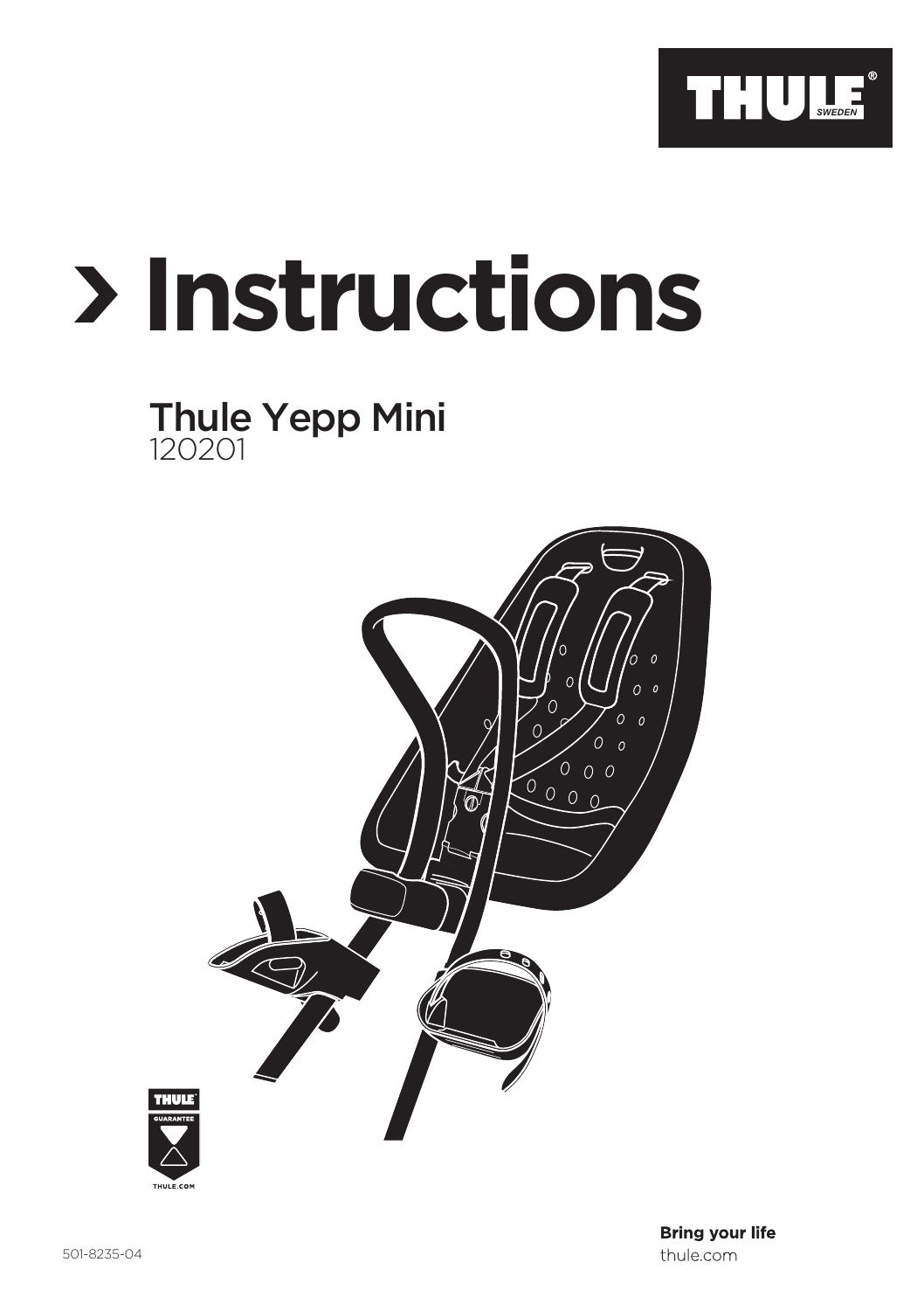# › Instructions

## Thule Yepp Mini

120201

501-8235-04

**Bring your life**

thule.com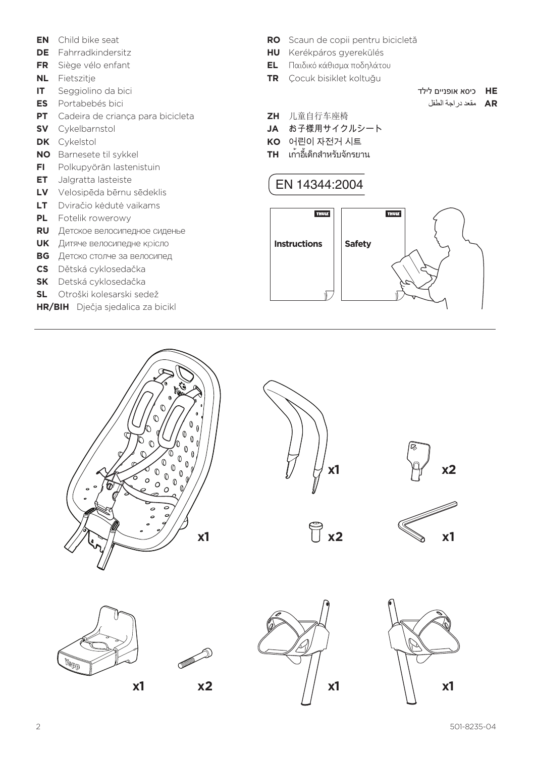**EN** Child bike seat
**DE** Fahrradkindersitz
**FR** Siège vélo enfant
**NL** Fietszitje
**IT** Seggiolino da bici
**ES** Portabebés bici
**PT** Cadeira de criança para bicicleta
**SV** Cykelbarnstol
**DK** Cykelstol
**NO** Barnesete til sykkel
**FI** Polkupyörän lastenistuin
**ET** Jalgratta lasteiste
**LV** Velosipēda bērnu sēdeklis
**LT** Dviračio kėdutė vaikams
**PL** Fotelik rowerowy
**RU** Детское велосипедное сиденье
**UK** Дитяче велосипедне крісло
**BG** Детско столче за велосипед
**CS** Dětská cyklosedačka
**SK** Detská cyklosedačka
**SL** Otroški kolesarski sedež
**HR/BIH** Dječja sjedalica za bicikl

**RO** Scaun de copii pentru bicicletă
**HU** Kerékpáros gyerekülés
**EL** Παιδικό κάθισμα ποδηλάτου
**TR** Çocuk bisiklet koltuğu
**HE** כיסא אופניים לילד
**AR** مقعد دراجة الطفل

**ZH** 儿童自行车座椅
**JA** お子様用サイクルシート
**KO** 어린이 자전거 시트
**TH** เก้าอี้เด็กสำหรับจักรยาน

EN 14344:2004

THULE **Instructions**

THULE **Safety**

x1

x1 x2

x2 x1

x1 x2 x1 x1

501-8235-04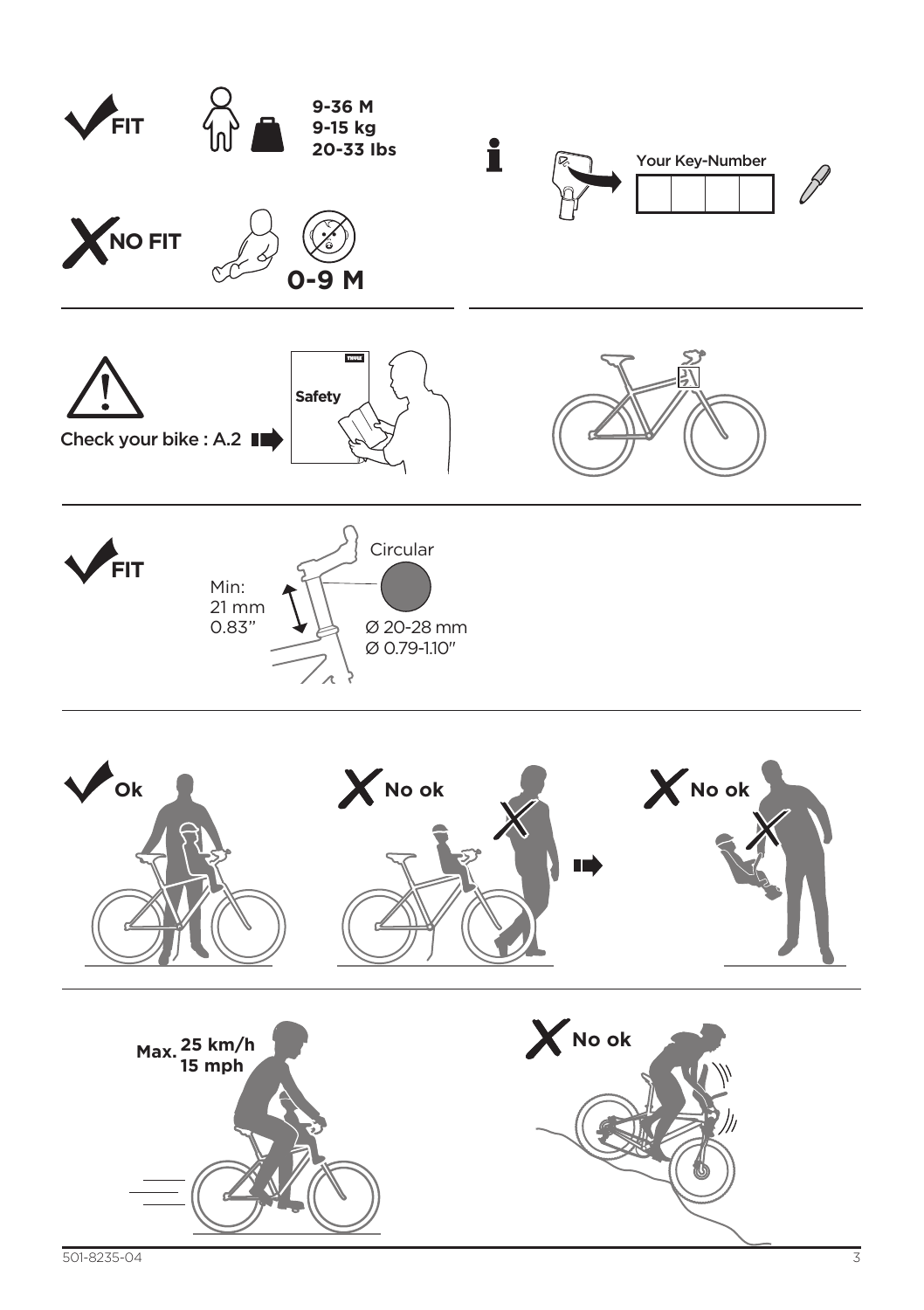✓ FIT

9-36 M
9-15 kg
20-33 lbs

✗ NO FIT

0-9 M

Your Key-Number

Check your bike : A.2

Safety

✓ FIT

Min:
21 mm
0.83"

Circular

Ø 20-28 mm
Ø 0.79-1.10"

✓ Ok

✗ No ok

✗ No ok

Max. 25 km/h
15 mph

✗ No ok

501-8235-04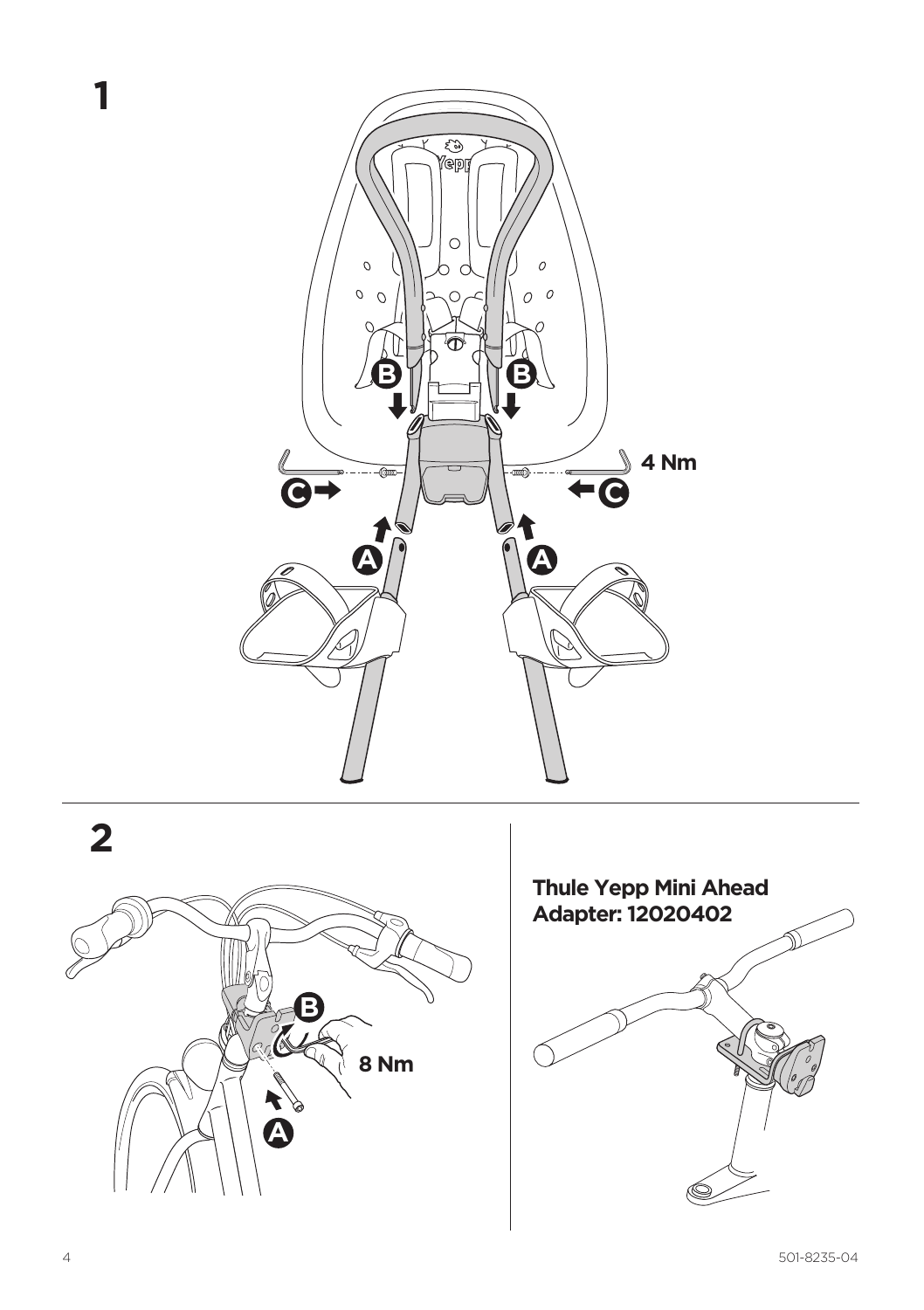# 1

B B

4 Nm

C C

A A

# 2

B

8 Nm

A

**Thule Yepp Mini Ahead Adapter: 12020402**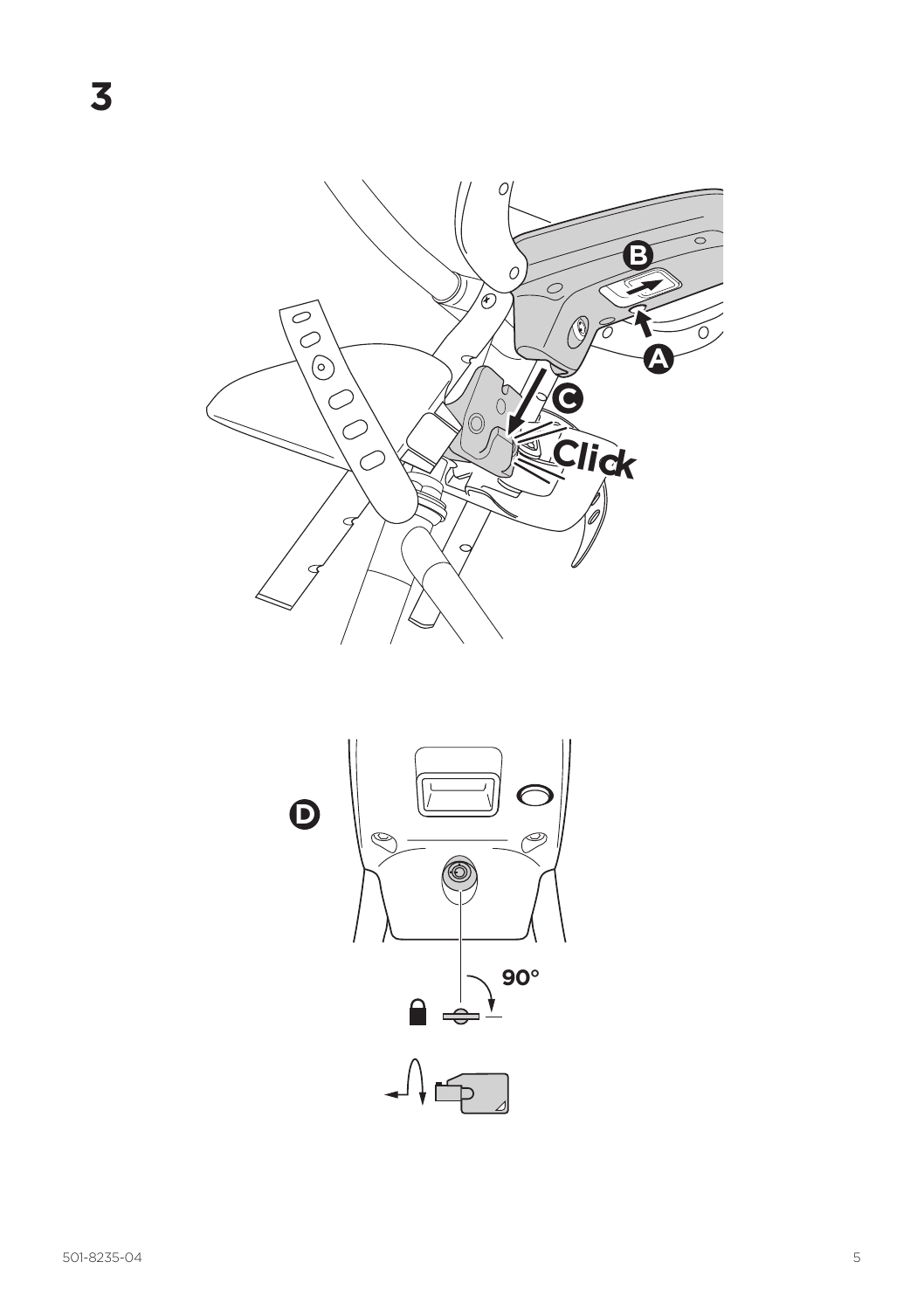# 3

B

A

C

Click

D

90°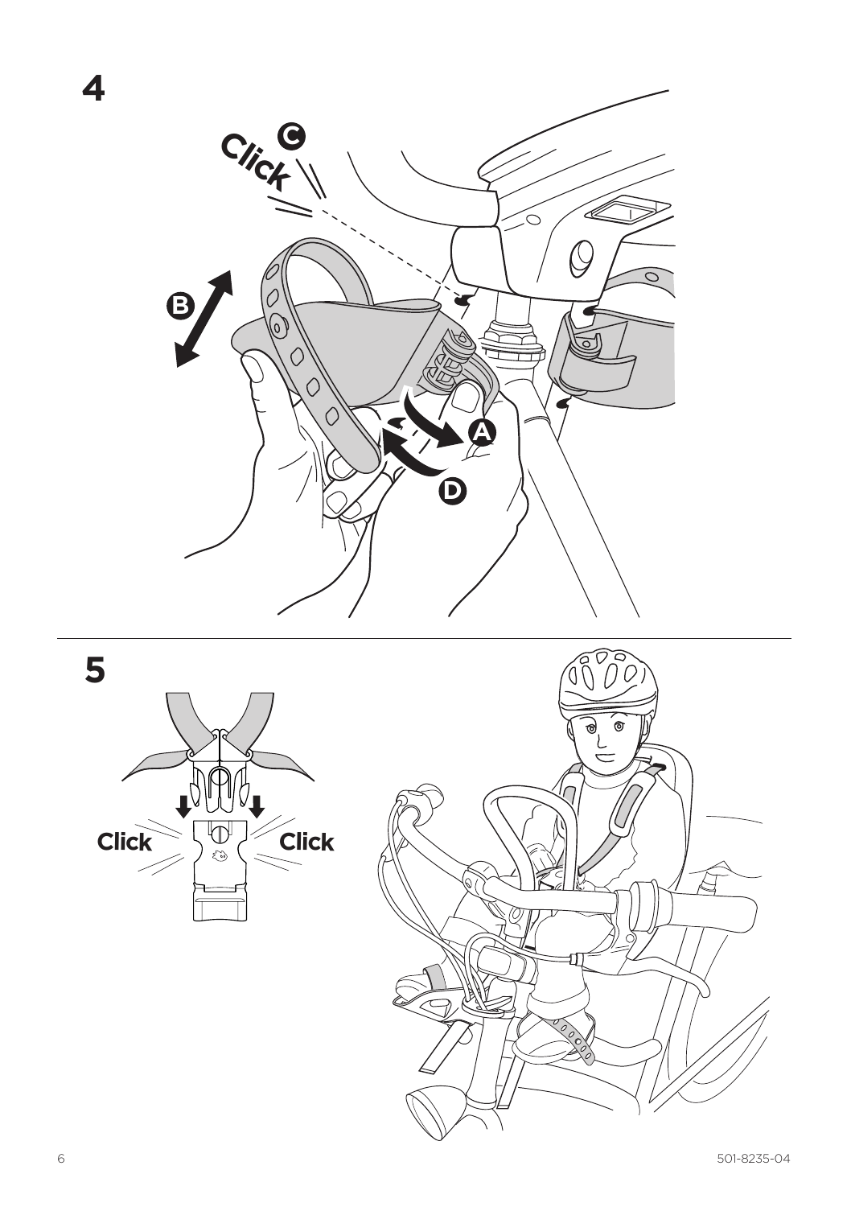4

Click C

B

A

D

5

Click Click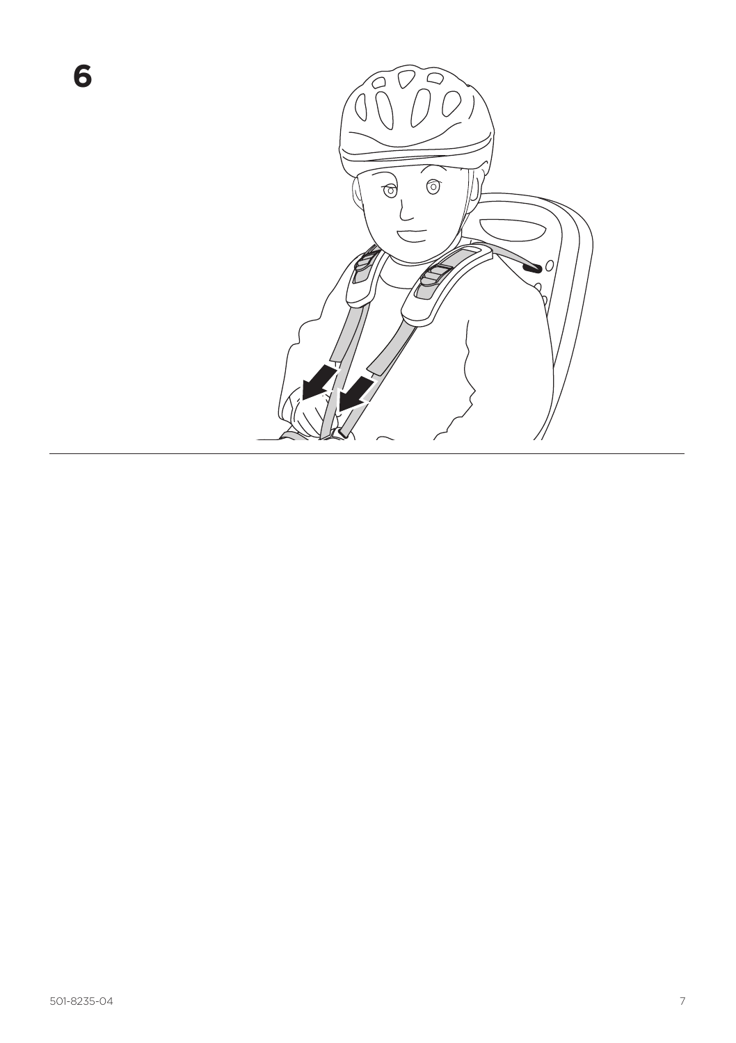**6**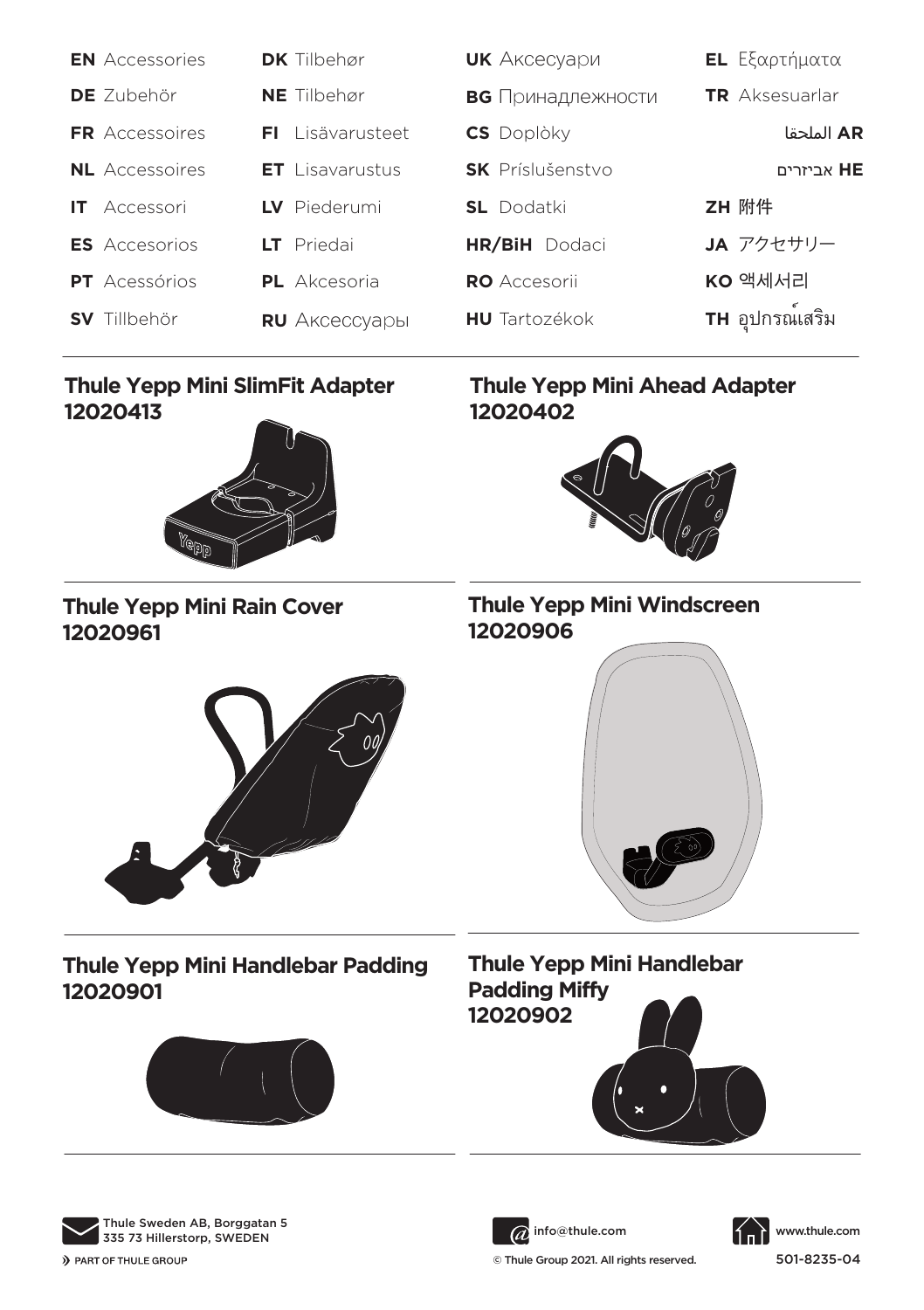**EN** Accessories
**DE** Zubehör
**FR** Accessoires
**NL** Accessoires
**IT** Accessori
**ES** Accesorios
**PT** Acessórios
**SV** Tillbehör
**DK** Tilbehør
**NE** Tilbehør
**FI** Lisävarusteet
**ET** Lisavarustus
**LV** Piederumi
**LT** Priedai
**PL** Akcesoria
**RU** Аксессуары
**UK** Аксесуари
**BG** Принадлежности
**CS** Doplòky
**SK** Príslušenstvo
**SL** Dodatki
**HR/BiH** Dodaci
**RO** Accesorii
**HU** Tartozékok
**EL** Εξαρτήματα
**TR** Aksesuarlar
**AR** الملحقا
**HE** אביזרים
**ZH** 附件
**JA** アクセサリー
**KO** 액세서리
**TH** อุปกรณ์เสริม

---

**Thule Yepp Mini SlimFit Adapter 12020413**

**Thule Yepp Mini Ahead Adapter 12020402**

---

**Thule Yepp Mini Rain Cover 12020961**

**Thule Yepp Mini Windscreen 12020906**

---

**Thule Yepp Mini Handlebar Padding 12020901**

**Thule Yepp Mini Handlebar Padding Miffy 12020902**

---

Thule Sweden AB, Borggatan 5
335 73 Hillerstorp, SWEDEN

PART OF THULE GROUP

info@thule.com

© Thule Group 2021. All rights reserved.

www.thule.com

501-8235-04